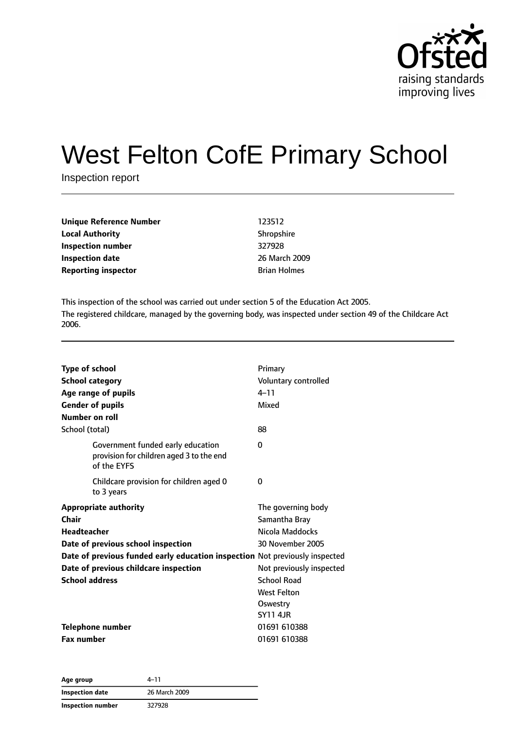Ofsted
raising standards
improving lives

# West Felton CofE Primary School

Inspection report

| | |
|---|---|
| **Unique Reference Number** | 123512 |
| **Local Authority** | Shropshire |
| **Inspection number** | 327928 |
| **Inspection date** | 26 March 2009 |
| **Reporting inspector** | Brian Holmes |

This inspection of the school was carried out under section 5 of the Education Act 2005.

The registered childcare, managed by the governing body, was inspected under section 49 of the Childcare Act 2006.

| | |
|---|---|
| **Type of school** | Primary |
| **School category** | Voluntary controlled |
| **Age range of pupils** | 4–11 |
| **Gender of pupils** | Mixed |
| **Number on roll** | |
| School (total) | 88 |
| Government funded early education provision for children aged 3 to the end of the EYFS | 0 |
| Childcare provision for children aged 0 to 3 years | 0 |
| **Appropriate authority** | The governing body |
| **Chair** | Samantha Bray |
| **Headteacher** | Nicola Maddocks |
| **Date of previous school inspection** | 30 November 2005 |
| **Date of previous funded early education inspection** | Not previously inspected |
| **Date of previous childcare inspection** | Not previously inspected |
| **School address** | School Road<br>West Felton<br>Oswestry<br>SY11 4JR |
| **Telephone number** | 01691 610388 |
| **Fax number** | 01691 610388 |

| | |
|---|---|
| **Age group** | 4–11 |
| **Inspection date** | 26 March 2009 |
| **Inspection number** | 327928 |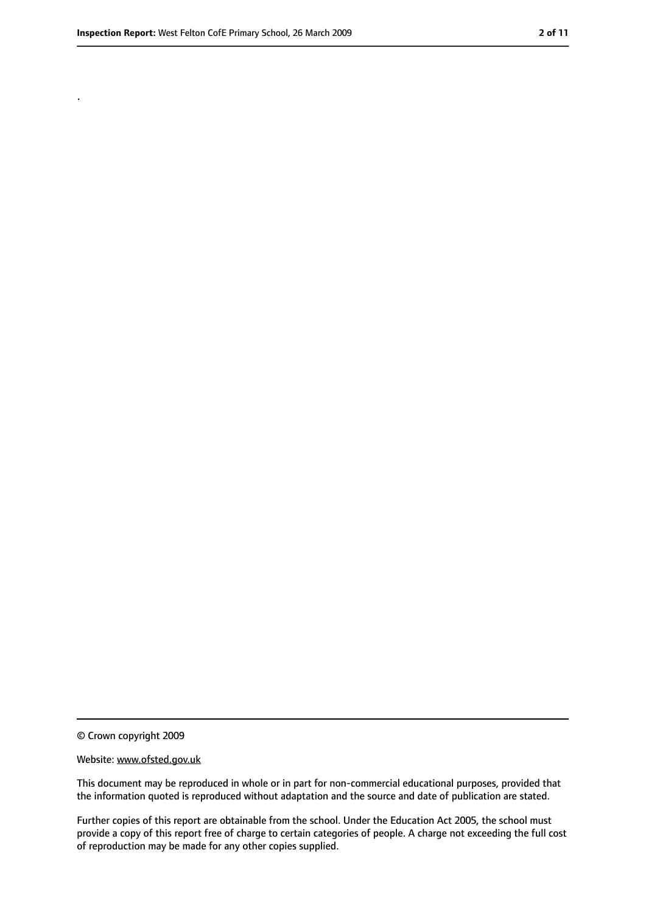.

© Crown copyright 2009

Website: www.ofsted.gov.uk

This document may be reproduced in whole or in part for non-commercial educational purposes, provided that the information quoted is reproduced without adaptation and the source and date of publication are stated.

Further copies of this report are obtainable from the school. Under the Education Act 2005, the school must provide a copy of this report free of charge to certain categories of people. A charge not exceeding the full cost of reproduction may be made for any other copies supplied.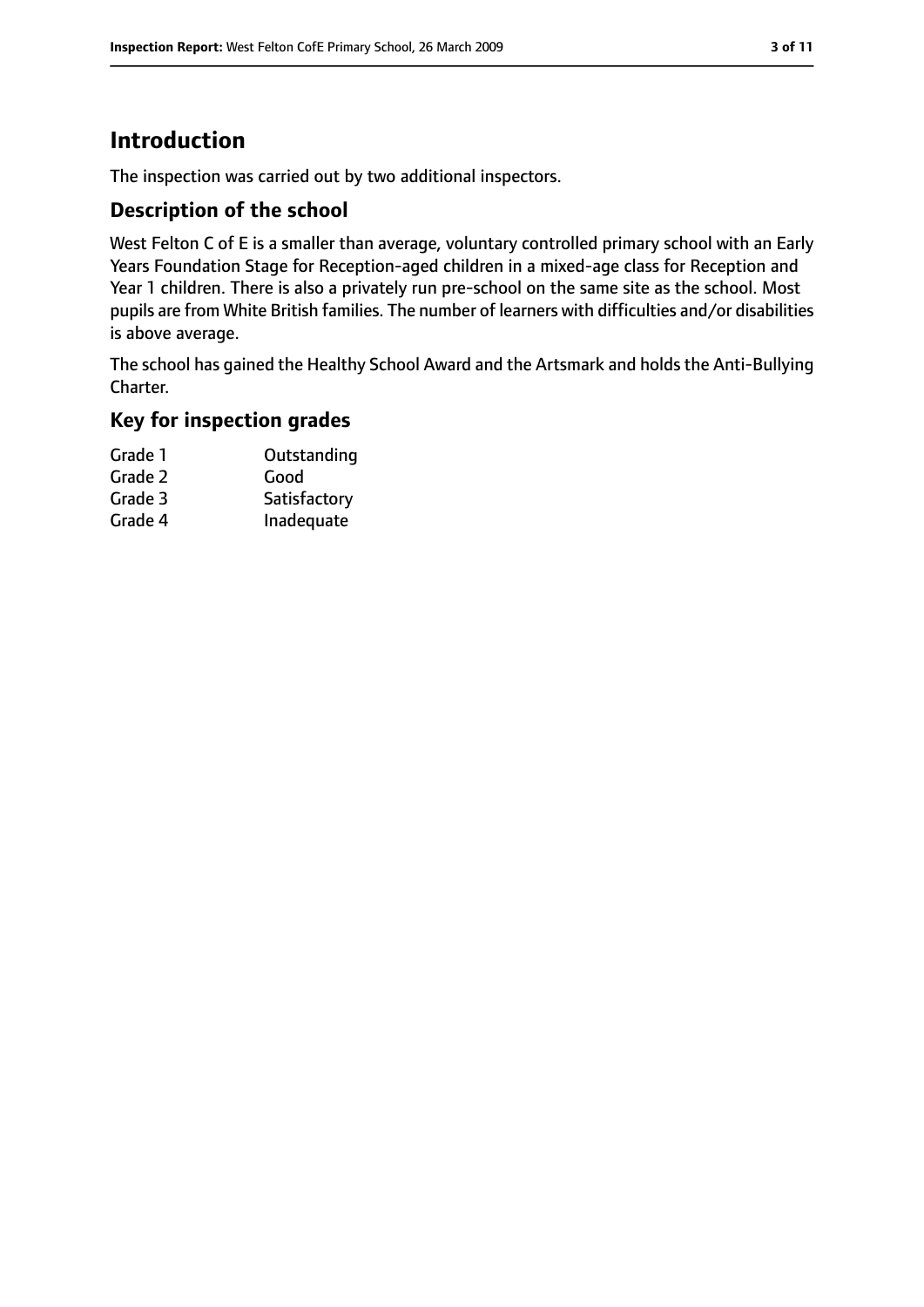# Introduction

The inspection was carried out by two additional inspectors.

## Description of the school

West Felton C of E is a smaller than average, voluntary controlled primary school with an Early Years Foundation Stage for Reception-aged children in a mixed-age class for Reception and Year 1 children. There is also a privately run pre-school on the same site as the school. Most pupils are from White British families. The number of learners with difficulties and/or disabilities is above average.

The school has gained the Healthy School Award and the Artsmark and holds the Anti-Bullying Charter.

## Key for inspection grades

| | |
|---|---|
| Grade 1 | Outstanding |
| Grade 2 | Good |
| Grade 3 | Satisfactory |
| Grade 4 | Inadequate |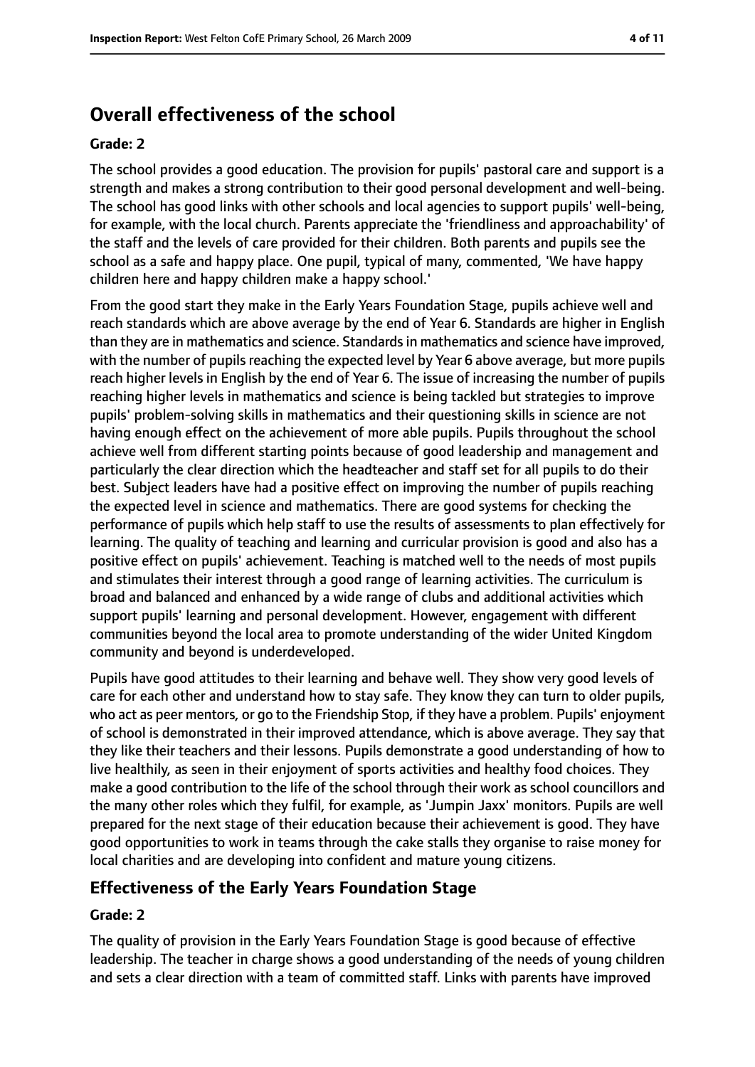## Overall effectiveness of the school

### Grade: 2

The school provides a good education. The provision for pupils' pastoral care and support is a strength and makes a strong contribution to their good personal development and well-being. The school has good links with other schools and local agencies to support pupils' well-being, for example, with the local church. Parents appreciate the 'friendliness and approachability' of the staff and the levels of care provided for their children. Both parents and pupils see the school as a safe and happy place. One pupil, typical of many, commented, 'We have happy children here and happy children make a happy school.'

From the good start they make in the Early Years Foundation Stage, pupils achieve well and reach standards which are above average by the end of Year 6. Standards are higher in English than they are in mathematics and science. Standards in mathematics and science have improved, with the number of pupils reaching the expected level by Year 6 above average, but more pupils reach higher levels in English by the end of Year 6. The issue of increasing the number of pupils reaching higher levels in mathematics and science is being tackled but strategies to improve pupils' problem-solving skills in mathematics and their questioning skills in science are not having enough effect on the achievement of more able pupils. Pupils throughout the school achieve well from different starting points because of good leadership and management and particularly the clear direction which the headteacher and staff set for all pupils to do their best. Subject leaders have had a positive effect on improving the number of pupils reaching the expected level in science and mathematics. There are good systems for checking the performance of pupils which help staff to use the results of assessments to plan effectively for learning. The quality of teaching and learning and curricular provision is good and also has a positive effect on pupils' achievement. Teaching is matched well to the needs of most pupils and stimulates their interest through a good range of learning activities. The curriculum is broad and balanced and enhanced by a wide range of clubs and additional activities which support pupils' learning and personal development. However, engagement with different communities beyond the local area to promote understanding of the wider United Kingdom community and beyond is underdeveloped.

Pupils have good attitudes to their learning and behave well. They show very good levels of care for each other and understand how to stay safe. They know they can turn to older pupils, who act as peer mentors, or go to the Friendship Stop, if they have a problem. Pupils' enjoyment of school is demonstrated in their improved attendance, which is above average. They say that they like their teachers and their lessons. Pupils demonstrate a good understanding of how to live healthily, as seen in their enjoyment of sports activities and healthy food choices. They make a good contribution to the life of the school through their work as school councillors and the many other roles which they fulfil, for example, as 'Jumpin Jaxx' monitors. Pupils are well prepared for the next stage of their education because their achievement is good. They have good opportunities to work in teams through the cake stalls they organise to raise money for local charities and are developing into confident and mature young citizens.

## Effectiveness of the Early Years Foundation Stage

### Grade: 2

The quality of provision in the Early Years Foundation Stage is good because of effective leadership. The teacher in charge shows a good understanding of the needs of young children and sets a clear direction with a team of committed staff. Links with parents have improved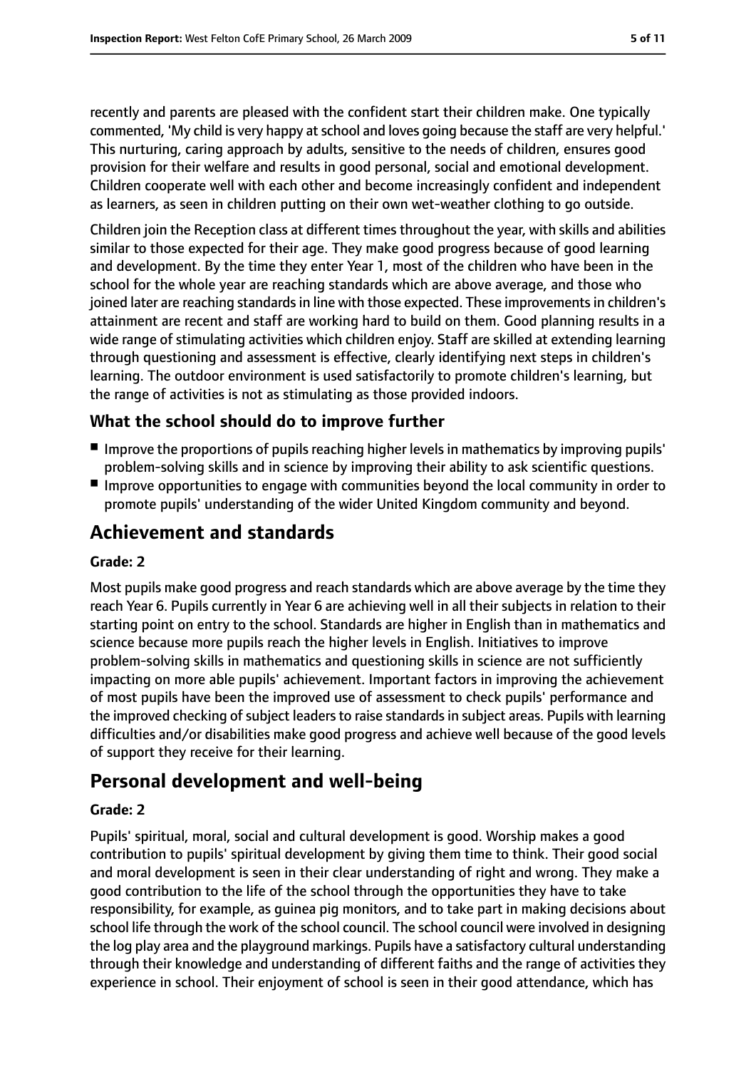recently and parents are pleased with the confident start their children make. One typically commented, 'My child is very happy at school and loves going because the staff are very helpful.' This nurturing, caring approach by adults, sensitive to the needs of children, ensures good provision for their welfare and results in good personal, social and emotional development. Children cooperate well with each other and become increasingly confident and independent as learners, as seen in children putting on their own wet-weather clothing to go outside.

Children join the Reception class at different times throughout the year, with skills and abilities similar to those expected for their age. They make good progress because of good learning and development. By the time they enter Year 1, most of the children who have been in the school for the whole year are reaching standards which are above average, and those who joined later are reaching standards in line with those expected. These improvements in children's attainment are recent and staff are working hard to build on them. Good planning results in a wide range of stimulating activities which children enjoy. Staff are skilled at extending learning through questioning and assessment is effective, clearly identifying next steps in children's learning. The outdoor environment is used satisfactorily to promote children's learning, but the range of activities is not as stimulating as those provided indoors.

### What the school should do to improve further

- Improve the proportions of pupils reaching higher levels in mathematics by improving pupils' problem-solving skills and in science by improving their ability to ask scientific questions.
- Improve opportunities to engage with communities beyond the local community in order to promote pupils' understanding of the wider United Kingdom community and beyond.

## Achievement and standards

#### Grade: 2

Most pupils make good progress and reach standards which are above average by the time they reach Year 6. Pupils currently in Year 6 are achieving well in all their subjects in relation to their starting point on entry to the school. Standards are higher in English than in mathematics and science because more pupils reach the higher levels in English. Initiatives to improve problem-solving skills in mathematics and questioning skills in science are not sufficiently impacting on more able pupils' achievement. Important factors in improving the achievement of most pupils have been the improved use of assessment to check pupils' performance and the improved checking of subject leaders to raise standards in subject areas. Pupils with learning difficulties and/or disabilities make good progress and achieve well because of the good levels of support they receive for their learning.

## Personal development and well-being

#### Grade: 2

Pupils' spiritual, moral, social and cultural development is good. Worship makes a good contribution to pupils' spiritual development by giving them time to think. Their good social and moral development is seen in their clear understanding of right and wrong. They make a good contribution to the life of the school through the opportunities they have to take responsibility, for example, as guinea pig monitors, and to take part in making decisions about school life through the work of the school council. The school council were involved in designing the log play area and the playground markings. Pupils have a satisfactory cultural understanding through their knowledge and understanding of different faiths and the range of activities they experience in school. Their enjoyment of school is seen in their good attendance, which has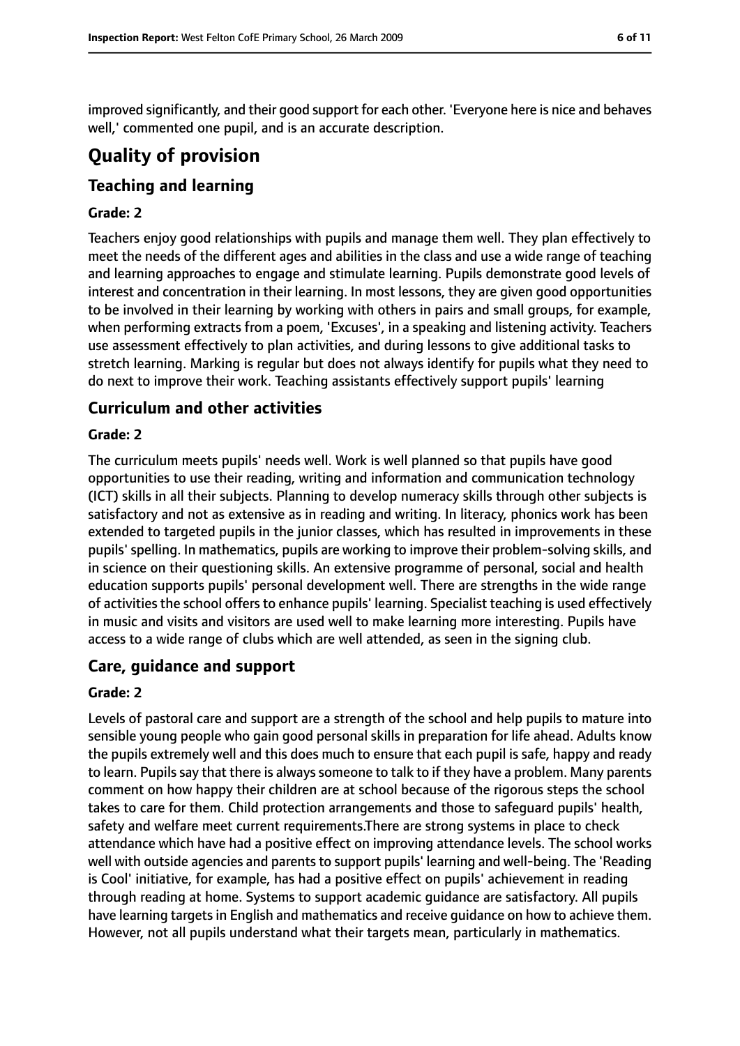improved significantly, and their good support for each other. 'Everyone here is nice and behaves well,' commented one pupil, and is an accurate description.

# Quality of provision

## Teaching and learning

### Grade: 2

Teachers enjoy good relationships with pupils and manage them well. They plan effectively to meet the needs of the different ages and abilities in the class and use a wide range of teaching and learning approaches to engage and stimulate learning. Pupils demonstrate good levels of interest and concentration in their learning. In most lessons, they are given good opportunities to be involved in their learning by working with others in pairs and small groups, for example, when performing extracts from a poem, 'Excuses', in a speaking and listening activity. Teachers use assessment effectively to plan activities, and during lessons to give additional tasks to stretch learning. Marking is regular but does not always identify for pupils what they need to do next to improve their work. Teaching assistants effectively support pupils' learning

## Curriculum and other activities

### Grade: 2

The curriculum meets pupils' needs well. Work is well planned so that pupils have good opportunities to use their reading, writing and information and communication technology (ICT) skills in all their subjects. Planning to develop numeracy skills through other subjects is satisfactory and not as extensive as in reading and writing. In literacy, phonics work has been extended to targeted pupils in the junior classes, which has resulted in improvements in these pupils' spelling. In mathematics, pupils are working to improve their problem-solving skills, and in science on their questioning skills. An extensive programme of personal, social and health education supports pupils' personal development well. There are strengths in the wide range of activities the school offers to enhance pupils' learning. Specialist teaching is used effectively in music and visits and visitors are used well to make learning more interesting. Pupils have access to a wide range of clubs which are well attended, as seen in the signing club.

## Care, guidance and support

### Grade: 2

Levels of pastoral care and support are a strength of the school and help pupils to mature into sensible young people who gain good personal skills in preparation for life ahead. Adults know the pupils extremely well and this does much to ensure that each pupil is safe, happy and ready to learn. Pupils say that there is always someone to talk to if they have a problem. Many parents comment on how happy their children are at school because of the rigorous steps the school takes to care for them. Child protection arrangements and those to safeguard pupils' health, safety and welfare meet current requirements.There are strong systems in place to check attendance which have had a positive effect on improving attendance levels. The school works well with outside agencies and parents to support pupils' learning and well-being. The 'Reading is Cool' initiative, for example, has had a positive effect on pupils' achievement in reading through reading at home. Systems to support academic guidance are satisfactory. All pupils have learning targets in English and mathematics and receive guidance on how to achieve them. However, not all pupils understand what their targets mean, particularly in mathematics.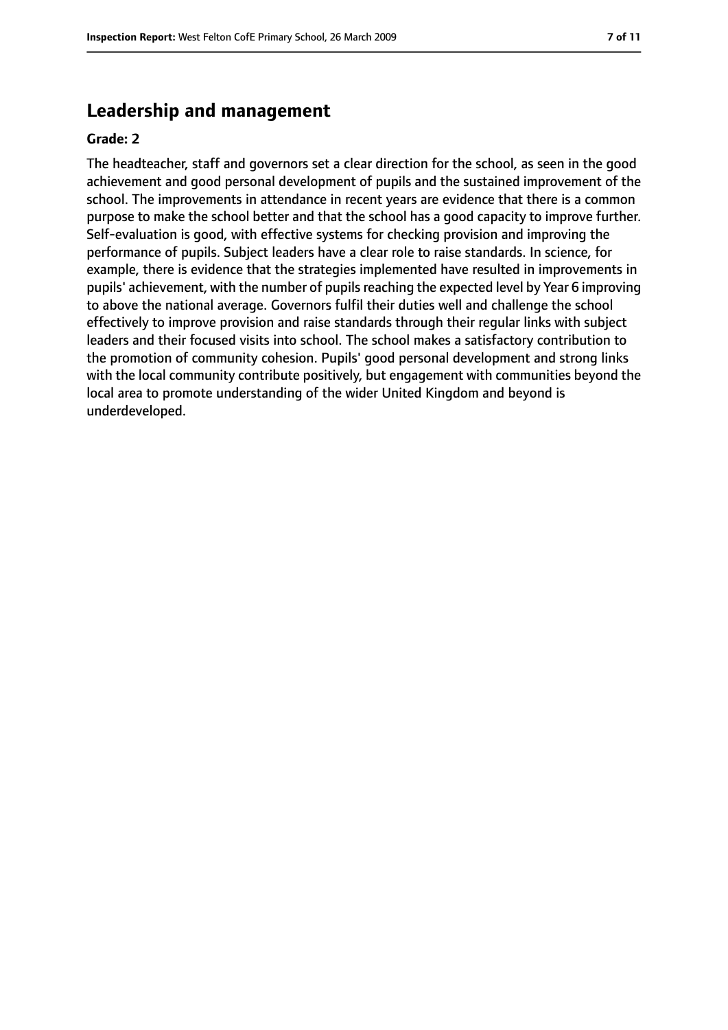## Leadership and management

**Grade: 2**

The headteacher, staff and governors set a clear direction for the school, as seen in the good achievement and good personal development of pupils and the sustained improvement of the school. The improvements in attendance in recent years are evidence that there is a common purpose to make the school better and that the school has a good capacity to improve further. Self-evaluation is good, with effective systems for checking provision and improving the performance of pupils. Subject leaders have a clear role to raise standards. In science, for example, there is evidence that the strategies implemented have resulted in improvements in pupils' achievement, with the number of pupils reaching the expected level by Year 6 improving to above the national average. Governors fulfil their duties well and challenge the school effectively to improve provision and raise standards through their regular links with subject leaders and their focused visits into school. The school makes a satisfactory contribution to the promotion of community cohesion. Pupils' good personal development and strong links with the local community contribute positively, but engagement with communities beyond the local area to promote understanding of the wider United Kingdom and beyond is underdeveloped.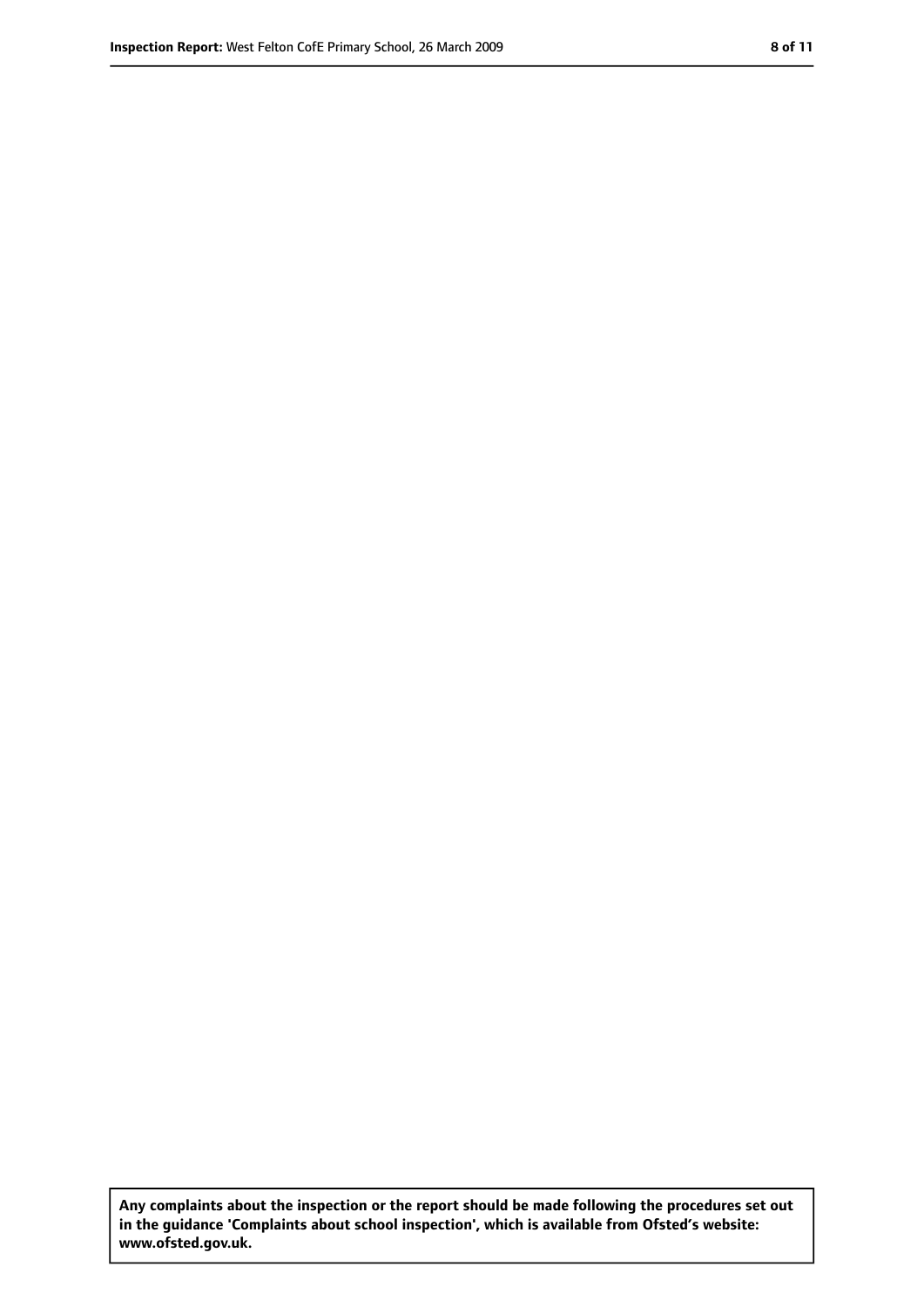**Any complaints about the inspection or the report should be made following the procedures set out in the guidance 'Complaints about school inspection', which is available from Ofsted's website: www.ofsted.gov.uk.**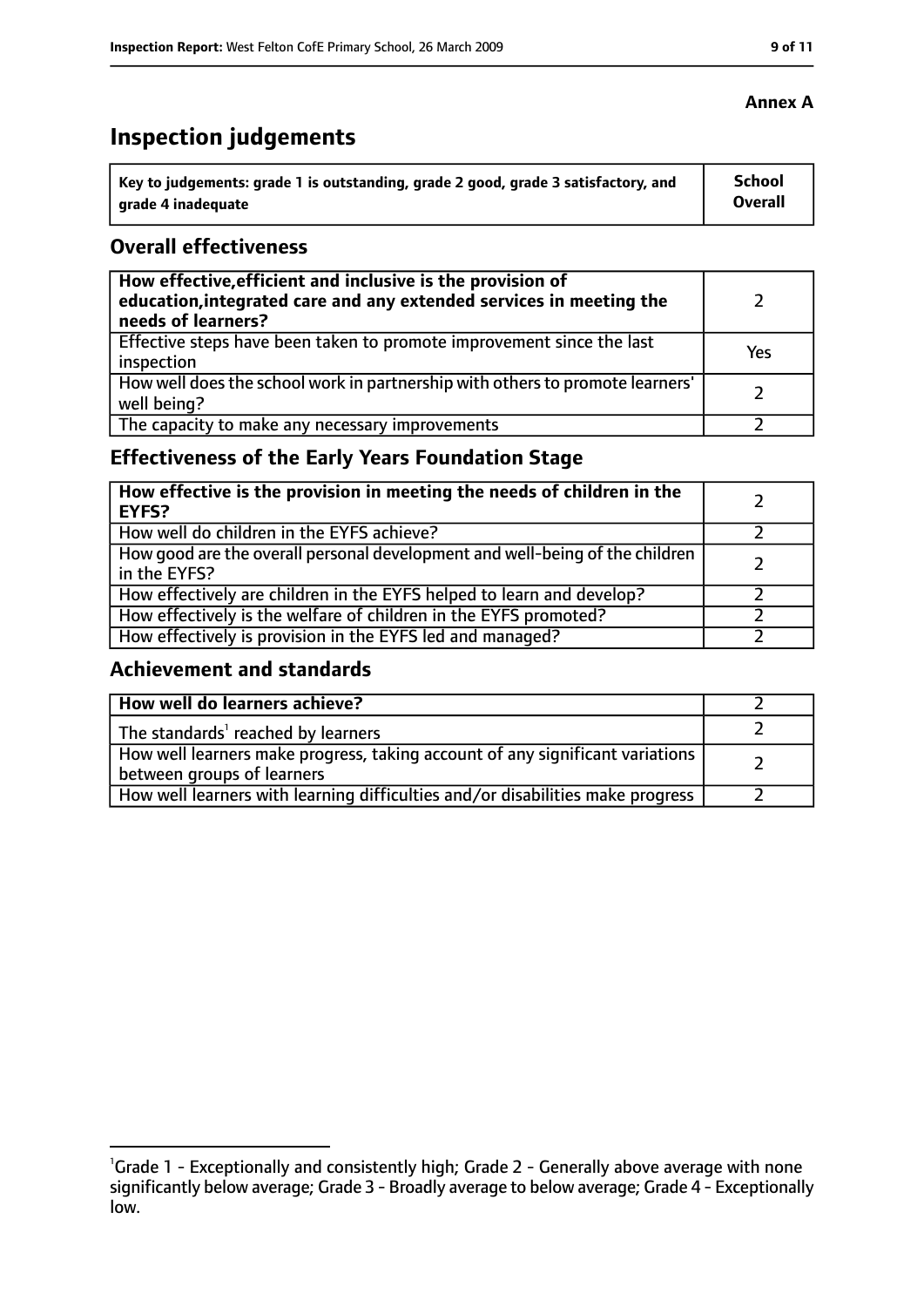**Annex A**

# Inspection judgements

| Key to judgements: grade 1 is outstanding, grade 2 good, grade 3 satisfactory, and grade 4 inadequate | School Overall |
|---|---|

## Overall effectiveness

| | |
|---|---|
| **How effective, efficient and inclusive is the provision of education, integrated care and any extended services in meeting the needs of learners?** | 2 |
| Effective steps have been taken to promote improvement since the last inspection | Yes |
| How well does the school work in partnership with others to promote learners' well being? | 2 |
| The capacity to make any necessary improvements | 2 |

## Effectiveness of the Early Years Foundation Stage

| | |
|---|---|
| **How effective is the provision in meeting the needs of children in the EYFS?** | 2 |
| How well do children in the EYFS achieve? | 2 |
| How good are the overall personal development and well-being of the children in the EYFS? | 2 |
| How effectively are children in the EYFS helped to learn and develop? | 2 |
| How effectively is the welfare of children in the EYFS promoted? | 2 |
| How effectively is provision in the EYFS led and managed? | 2 |

## Achievement and standards

| | |
|---|---|
| **How well do learners achieve?** | 2 |
| The standards[1] reached by learners | 2 |
| How well learners make progress, taking account of any significant variations between groups of learners | 2 |
| How well learners with learning difficulties and/or disabilities make progress | 2 |

[1]Grade 1 - Exceptionally and consistently high; Grade 2 - Generally above average with none significantly below average; Grade 3 - Broadly average to below average; Grade 4 - Exceptionally low.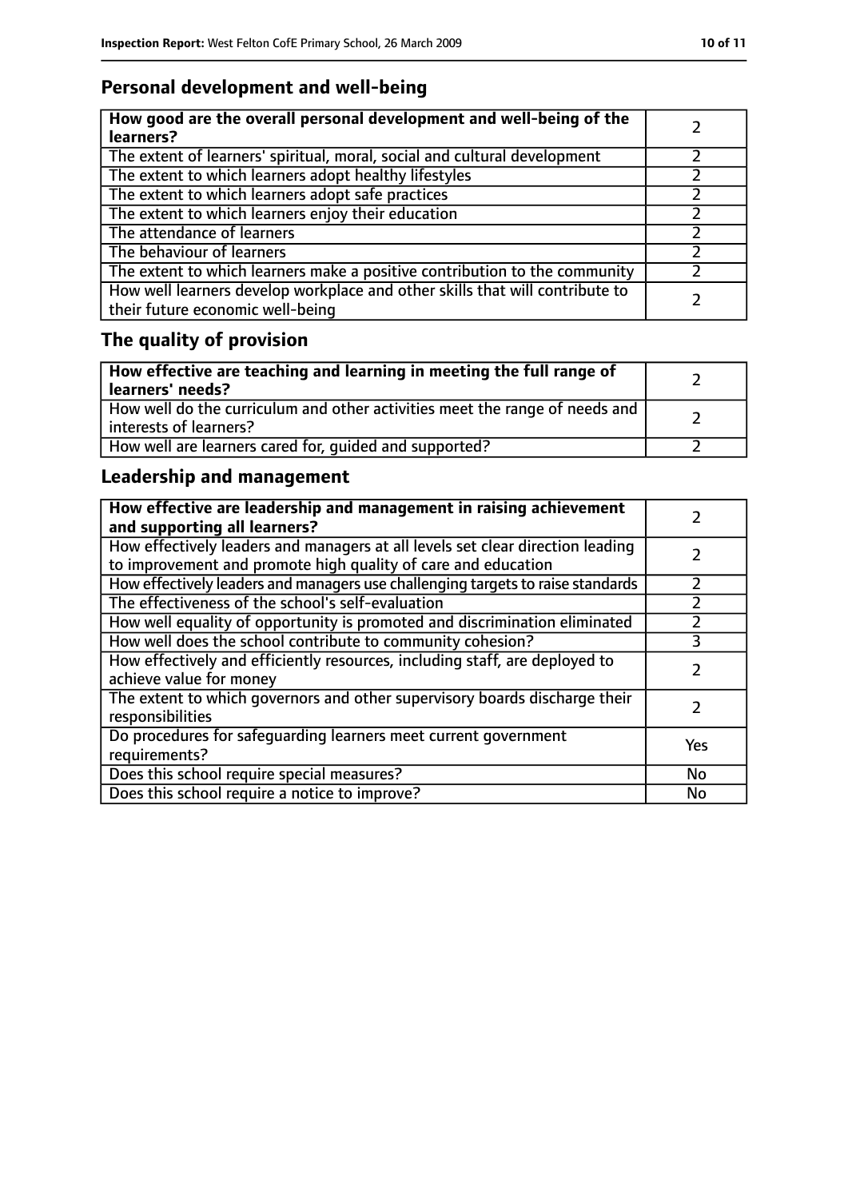## Personal development and well-being

| | |
|---|---|
| **How good are the overall personal development and well-being of the learners?** | 2 |
| The extent of learners' spiritual, moral, social and cultural development | 2 |
| The extent to which learners adopt healthy lifestyles | 2 |
| The extent to which learners adopt safe practices | 2 |
| The extent to which learners enjoy their education | 2 |
| The attendance of learners | 2 |
| The behaviour of learners | 2 |
| The extent to which learners make a positive contribution to the community | 2 |
| How well learners develop workplace and other skills that will contribute to their future economic well-being | 2 |

## The quality of provision

| | |
|---|---|
| **How effective are teaching and learning in meeting the full range of learners' needs?** | 2 |
| How well do the curriculum and other activities meet the range of needs and interests of learners? | 2 |
| How well are learners cared for, guided and supported? | 2 |

## Leadership and management

| | |
|---|---|
| **How effective are leadership and management in raising achievement and supporting all learners?** | 2 |
| How effectively leaders and managers at all levels set clear direction leading to improvement and promote high quality of care and education | 2 |
| How effectively leaders and managers use challenging targets to raise standards | 2 |
| The effectiveness of the school's self-evaluation | 2 |
| How well equality of opportunity is promoted and discrimination eliminated | 2 |
| How well does the school contribute to community cohesion? | 3 |
| How effectively and efficiently resources, including staff, are deployed to achieve value for money | 2 |
| The extent to which governors and other supervisory boards discharge their responsibilities | 2 |
| Do procedures for safeguarding learners meet current government requirements? | Yes |
| Does this school require special measures? | No |
| Does this school require a notice to improve? | No |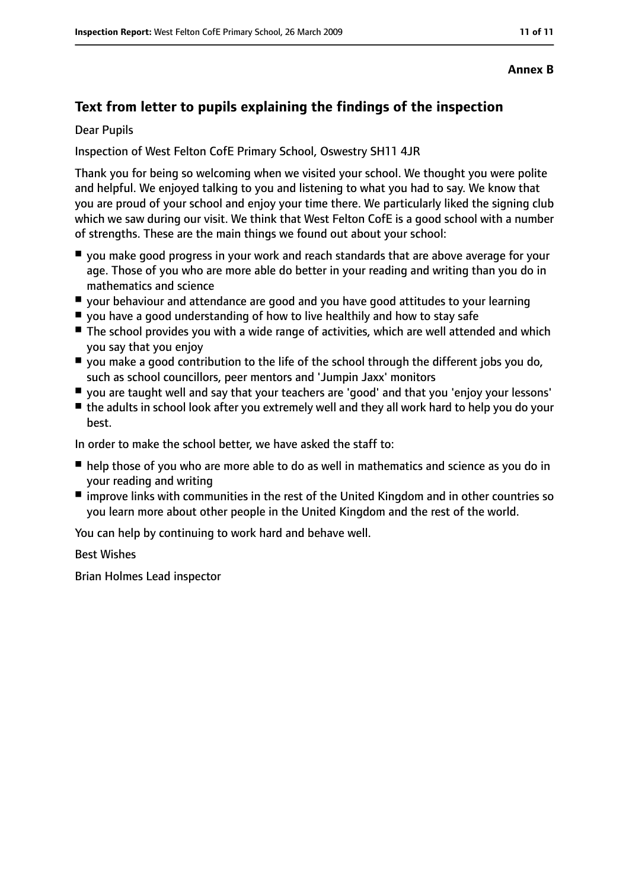**Annex B**

## Text from letter to pupils explaining the findings of the inspection

Dear Pupils

Inspection of West Felton CofE Primary School, Oswestry SH11 4JR

Thank you for being so welcoming when we visited your school. We thought you were polite and helpful. We enjoyed talking to you and listening to what you had to say. We know that you are proud of your school and enjoy your time there. We particularly liked the signing club which we saw during our visit. We think that West Felton CofE is a good school with a number of strengths. These are the main things we found out about your school:

- you make good progress in your work and reach standards that are above average for your age. Those of you who are more able do better in your reading and writing than you do in mathematics and science
- your behaviour and attendance are good and you have good attitudes to your learning
- you have a good understanding of how to live healthily and how to stay safe
- The school provides you with a wide range of activities, which are well attended and which you say that you enjoy
- you make a good contribution to the life of the school through the different jobs you do, such as school councillors, peer mentors and 'Jumpin Jaxx' monitors
- you are taught well and say that your teachers are 'good' and that you 'enjoy your lessons'
- the adults in school look after you extremely well and they all work hard to help you do your best.

In order to make the school better, we have asked the staff to:

- help those of you who are more able to do as well in mathematics and science as you do in your reading and writing
- improve links with communities in the rest of the United Kingdom and in other countries so you learn more about other people in the United Kingdom and the rest of the world.

You can help by continuing to work hard and behave well.

Best Wishes

Brian Holmes Lead inspector